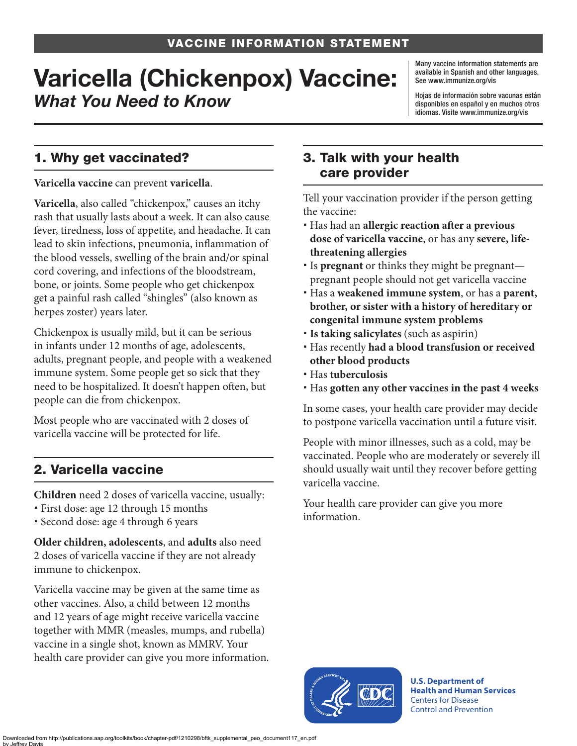VACCINE INFORMATION STATEMENT

# Varicella (Chickenpox) Vaccine:
*What You Need to Know*

Many vaccine information statements are available in Spanish and other languages. See www.immunize.org/vis

Hojas de información sobre vacunas están disponibles en español y en muchos otros idiomas. Visite www.immunize.org/vis

## 1. Why get vaccinated?

**Varicella vaccine** can prevent **varicella**.

**Varicella**, also called "chickenpox," causes an itchy rash that usually lasts about a week. It can also cause fever, tiredness, loss of appetite, and headache. It can lead to skin infections, pneumonia, inflammation of the blood vessels, swelling of the brain and/or spinal cord covering, and infections of the bloodstream, bone, or joints. Some people who get chickenpox get a painful rash called "shingles" (also known as herpes zoster) years later.

Chickenpox is usually mild, but it can be serious in infants under 12 months of age, adolescents, adults, pregnant people, and people with a weakened immune system. Some people get so sick that they need to be hospitalized. It doesn't happen often, but people can die from chickenpox.

Most people who are vaccinated with 2 doses of varicella vaccine will be protected for life.

## 2. Varicella vaccine

**Children** need 2 doses of varicella vaccine, usually:

- First dose: age 12 through 15 months
- Second dose: age 4 through 6 years

**Older children, adolescents**, and **adults** also need 2 doses of varicella vaccine if they are not already immune to chickenpox.

Varicella vaccine may be given at the same time as other vaccines. Also, a child between 12 months and 12 years of age might receive varicella vaccine together with MMR (measles, mumps, and rubella) vaccine in a single shot, known as MMRV. Your health care provider can give you more information.

## 3. Talk with your health care provider

Tell your vaccination provider if the person getting the vaccine:

- Has had an **allergic reaction after a previous dose of varicella vaccine**, or has any **severe, life-threatening allergies**
- Is **pregnant** or thinks they might be pregnant—pregnant people should not get varicella vaccine
- Has a **weakened immune system**, or has a **parent, brother, or sister with a history of hereditary or congenital immune system problems**
- **Is taking salicylates** (such as aspirin)
- Has recently **had a blood transfusion or received other blood products**
- Has **tuberculosis**
- Has **gotten any other vaccines in the past 4 weeks**

In some cases, your health care provider may decide to postpone varicella vaccination until a future visit.

People with minor illnesses, such as a cold, may be vaccinated. People who are moderately or severely ill should usually wait until they recover before getting varicella vaccine.

Your health care provider can give you more information.

U.S. Department of Health and Human Services
Centers for Disease Control and Prevention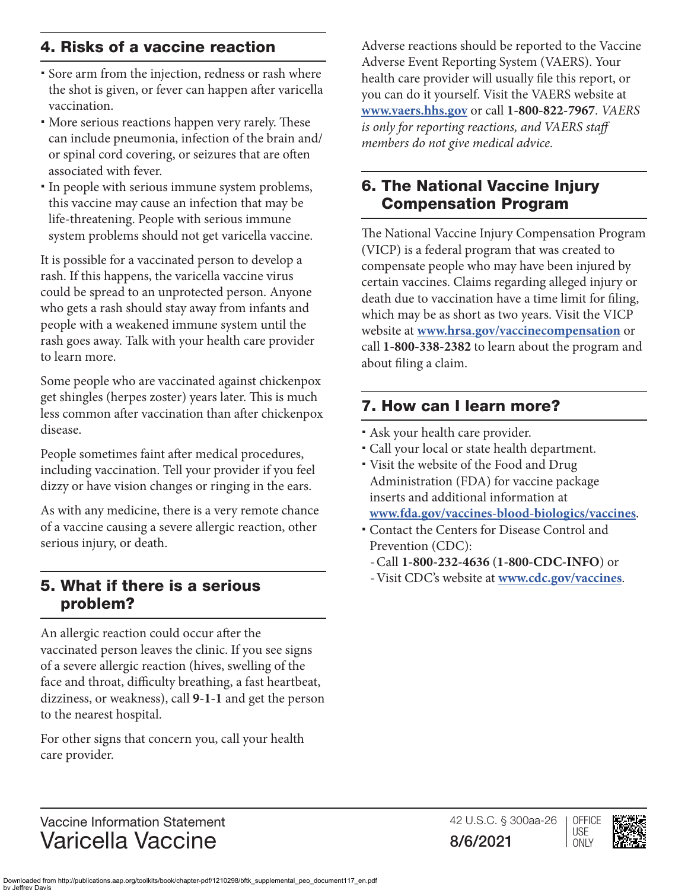## 4. Risks of a vaccine reaction

- Sore arm from the injection, redness or rash where the shot is given, or fever can happen after varicella vaccination.
- More serious reactions happen very rarely. These can include pneumonia, infection of the brain and/or spinal cord covering, or seizures that are often associated with fever.
- In people with serious immune system problems, this vaccine may cause an infection that may be life-threatening. People with serious immune system problems should not get varicella vaccine.

It is possible for a vaccinated person to develop a rash. If this happens, the varicella vaccine virus could be spread to an unprotected person. Anyone who gets a rash should stay away from infants and people with a weakened immune system until the rash goes away. Talk with your health care provider to learn more.

Some people who are vaccinated against chickenpox get shingles (herpes zoster) years later. This is much less common after vaccination than after chickenpox disease.

People sometimes faint after medical procedures, including vaccination. Tell your provider if you feel dizzy or have vision changes or ringing in the ears.

As with any medicine, there is a very remote chance of a vaccine causing a severe allergic reaction, other serious injury, or death.

## 5. What if there is a serious problem?

An allergic reaction could occur after the vaccinated person leaves the clinic. If you see signs of a severe allergic reaction (hives, swelling of the face and throat, difficulty breathing, a fast heartbeat, dizziness, or weakness), call **9-1-1** and get the person to the nearest hospital.

For other signs that concern you, call your health care provider.

Adverse reactions should be reported to the Vaccine Adverse Event Reporting System (VAERS). Your health care provider will usually file this report, or you can do it yourself. Visit the VAERS website at **www.vaers.hhs.gov** or call **1-800-822-7967**. *VAERS is only for reporting reactions, and VAERS staff members do not give medical advice.*

## 6. The National Vaccine Injury Compensation Program

The National Vaccine Injury Compensation Program (VICP) is a federal program that was created to compensate people who may have been injured by certain vaccines. Claims regarding alleged injury or death due to vaccination have a time limit for filing, which may be as short as two years. Visit the VICP website at **www.hrsa.gov/vaccinecompensation** or call **1-800-338-2382** to learn about the program and about filing a claim.

## 7. How can I learn more?

- Ask your health care provider.
- Call your local or state health department.
- Visit the website of the Food and Drug Administration (FDA) for vaccine package inserts and additional information at **www.fda.gov/vaccines-blood-biologics/vaccines**.
- Contact the Centers for Disease Control and Prevention (CDC):
  - Call **1-800-232-4636** (**1-800-CDC-INFO**) or
  - Visit CDC's website at **www.cdc.gov/vaccines**.

Vaccine Information Statement
Varicella Vaccine

42 U.S.C. § 300aa-26
**8/6/2021**

OFFICE USE ONLY